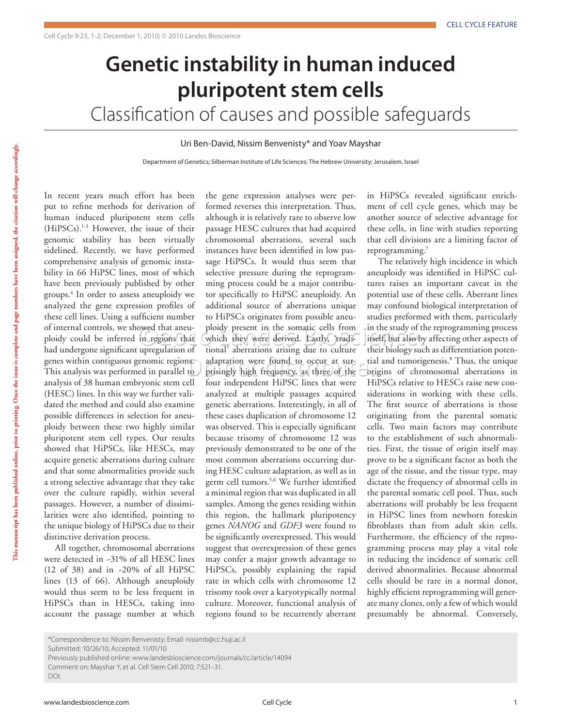CELL CYCLE FEATURE

# Genetic instability in human induced pluripotent stem cells

## Classification of causes and possible safeguards

Uri Ben-David, Nissim Benvenisty* and Yoav Mayshar

Department of Genetics; Silberman Institute of Life Sciences; The Hebrew University; Jerusalem, Israel

In recent years much effort has been put to refine methods for derivation of human induced pluripotent stem cells (HiPSCs).[1-3] However, the issue of their genomic stability has been virtually sidelined. Recently, we have performed comprehensive analysis of genomic instability in 66 HiPSC lines, most of which have been previously published by other groups.[4] In order to assess aneuploidy we analyzed the gene expression profiles of these cell lines. Using a sufficient number of internal controls, we showed that aneuploidy could be inferred in regions that had undergone significant upregulation of genes within contiguous genomic regions. This analysis was performed in parallel to analysis of 38 human embryonic stem cell (HESC) lines. In this way we further validated the method and could also examine possible differences in selection for aneuploidy between these two highly similar pluripotent stem cell types. Our results showed that HiPSCs, like HESCs, may acquire genetic aberrations during culture and that some abnormalities provide such a strong selective advantage that they take over the culture rapidly, within several passages. However, a number of dissimilarities were also identified, pointing to the unique biology of HiPSCs due to their distinctive derivation process.

All together, chromosomal aberrations were detected in ~31% of all HESC lines (12 of 38) and in ~20% of all HiPSC lines (13 of 66). Although aneuploidy would thus seem to be less frequent in HiPSCs than in HESCs, taking into account the passage number at which the gene expression analyses were performed reverses this interpretation. Thus, although it is relatively rare to observe low passage HESC cultures that had acquired chromosomal aberrations, several such instances have been identified in low passage HiPSCs. It would thus seem that selective pressure during the reprogramming process could be a major contributor specifically to HiPSC aneuploidy. An additional source of aberrations unique to HiPSCs originates from possible aneuploidy present in the somatic cells from which they were derived. Lastly, 'traditional' aberrations arising due to culture adaptation were found to occur at surprisingly high frequency, as three of the four independent HiPSC lines that were analyzed at multiple passages acquired genetic aberrations. Interestingly, in all of these cases duplication of chromosome 12 was observed. This is especially significant because trisomy of chromosome 12 was previously demonstrated to be one of the most common aberrations occurring during HESC culture adaptation, as well as in germ cell tumors.[5,6] We further identified a minimal region that was duplicated in all samples. Among the genes residing within this region, the hallmark pluripotency genes *NANOG* and *GDF3* were found to be significantly overexpressed. This would suggest that overexpression of these genes may confer a major growth advantage to HiPSCs, possibly explaining the rapid rate in which cells with chromosome 12 trisomy took over a karyotypically normal culture. Moreover, functional analysis of regions found to be recurrently aberrant in HiPSCs revealed significant enrichment of cell cycle genes, which may be another source of selective advantage for these cells, in line with studies reporting that cell divisions are a limiting factor of reprogramming.[7]

The relatively high incidence in which aneuploidy was identified in HiPSC cultures raises an important caveat in the potential use of these cells. Aberrant lines may confound biological interpretation of studies preformed with them, particularly in the study of the reprogramming process itself, but also by affecting other aspects of their biology such as differentiation potential and tumorigenesis.[8] Thus, the unique origins of chromosomal aberrations in HiPSCs relative to HESCs raise new considerations in working with these cells. The first source of aberrations is those originating from the parental somatic cells. Two main factors may contribute to the establishment of such abnormalities. First, the tissue of origin itself may prove to be a significant factor as both the age of the tissue, and the tissue type, may dictate the frequency of abnormal cells in the parental somatic cell pool. Thus, such aberrations will probably be less frequent in HiPSC lines from newborn foreskin fibroblasts than from adult skin cells. Furthermore, the efficiency of the reprogramming process may play a vital role in reducing the incidence of somatic cell derived abnormalities. Because abnormal cells should be rare in a normal donor, highly efficient reprogramming will generate many clones, only a few of which would presumably be abnormal. Conversely,

*Correspondence to: Nissim Benvenisty; Email: nissimb@cc.huji.ac.il
Submitted: 10/26/10; Accepted: 11/01/10
Previously published online: www.landesbioscience.com/journals/cc/article/14094
Comment on: Mayshar Y, et al. Cell Stem Cell 2010; 7:521–31.
DOI: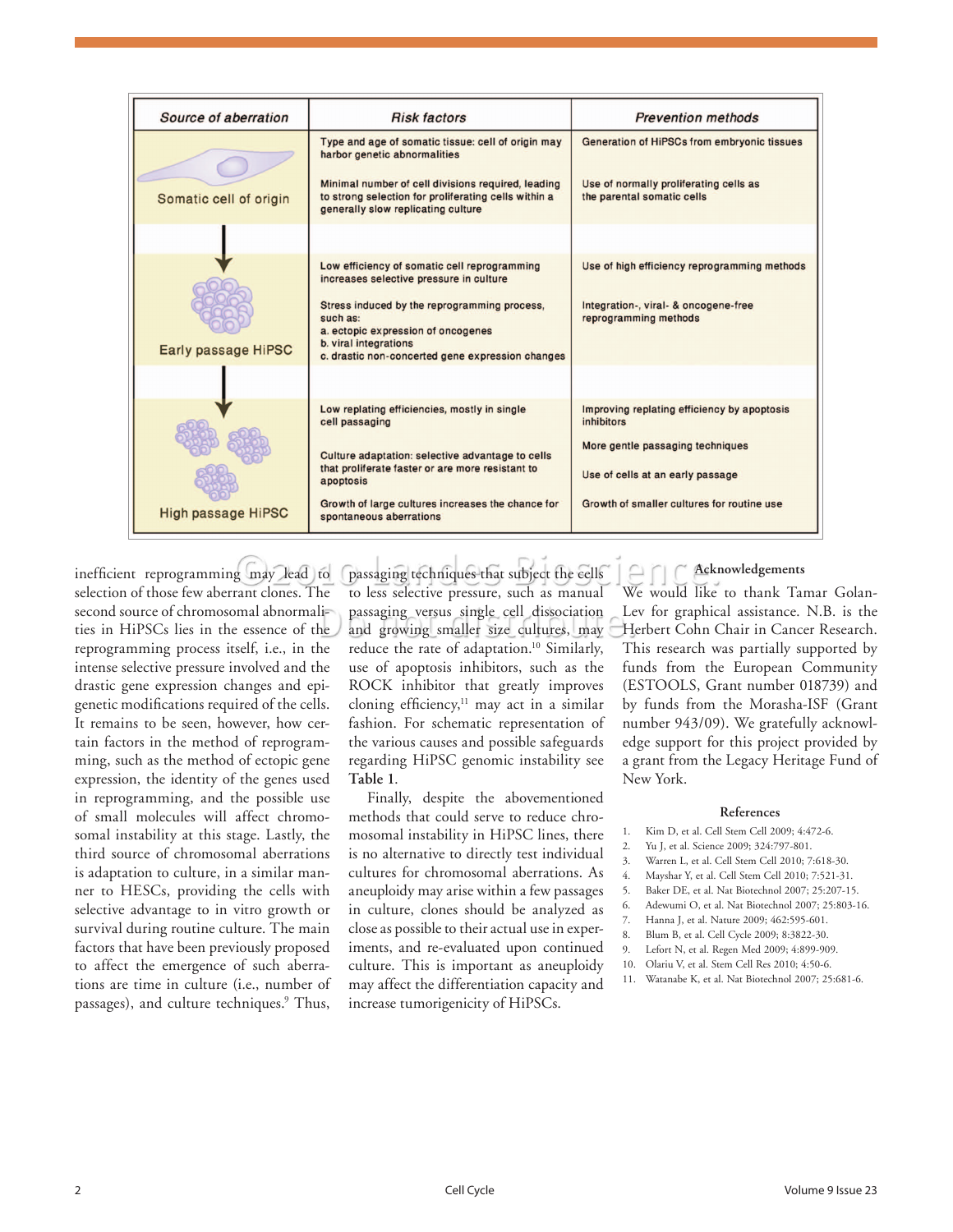| Source of aberration | Risk factors | Prevention methods |
| --- | --- | --- |
| Somatic cell of origin | Type and age of somatic tissue: cell of origin may harbor genetic abnormalities | Generation of HiPSCs from embryonic tissues |
| | Minimal number of cell divisions required, leading to strong selection for proliferating cells within a generally slow replicating culture | Use of normally proliferating cells as the parental somatic cells |
| Early passage HiPSC | Low efficiency of somatic cell reprogramming increases selective pressure in culture | Use of high efficiency reprogramming methods |
| | Stress induced by the reprogramming process, such as: a. ectopic expression of oncogenes b. viral integrations c. drastic non-concerted gene expression changes | Integration-, viral- & oncogene-free reprogramming methods |
| High passage HiPSC | Low replating efficiencies, mostly in single cell passaging | Improving replating efficiency by apoptosis inhibitors |
| | Culture adaptation: selective advantage to cells that proliferate faster or are more resistant to apoptosis | More gentle passaging techniques; Use of cells at an early passage |
| | Growth of large cultures increases the chance for spontaneous aberrations | Growth of smaller cultures for routine use |

inefficient reprogramming may lead to selection of those few aberrant clones. The second source of chromosomal abnormalities in HiPSCs lies in the essence of the reprogramming process itself, i.e., in the intense selective pressure involved and the drastic gene expression changes and epigenetic modifications required of the cells. It remains to be seen, however, how certain factors in the method of reprogramming, such as the method of ectopic gene expression, the identity of the genes used in reprogramming, and the possible use of small molecules will affect chromosomal instability at this stage. Lastly, the third source of chromosomal aberrations is adaptation to culture, in a similar manner to HESCs, providing the cells with selective advantage to in vitro growth or survival during routine culture. The main factors that have been previously proposed to affect the emergence of such aberrations are time in culture (i.e., number of passages), and culture techniques.[9] Thus, passaging techniques that subject the cells to less selective pressure, such as manual passaging versus single cell dissociation and growing smaller size cultures, may reduce the rate of adaptation.[10] Similarly, use of apoptosis inhibitors, such as the ROCK inhibitor that greatly improves cloning efficiency,[11] may act in a similar fashion. For schematic representation of the various causes and possible safeguards regarding HiPSC genomic instability see **Table 1**.

Finally, despite the abovementioned methods that could serve to reduce chromosomal instability in HiPSC lines, there is no alternative to directly test individual cultures for chromosomal aberrations. As aneuploidy may arise within a few passages in culture, clones should be analyzed as close as possible to their actual use in experiments, and re-evaluated upon continued culture. This is important as aneuploidy may affect the differentiation capacity and increase tumorigenicity of HiPSCs.

### Acknowledgements

We would like to thank Tamar Golan-Lev for graphical assistance. N.B. is the Herbert Cohn Chair in Cancer Research. This research was partially supported by funds from the European Community (ESTOOLS, Grant number 018739) and by funds from the Morasha-ISF (Grant number 943/09). We gratefully acknowledge support for this project provided by a grant from the Legacy Heritage Fund of New York.

### References

1. Kim D, et al. Cell Stem Cell 2009; 4:472-6.
2. Yu J, et al. Science 2009; 324:797-801.
3. Warren L, et al. Cell Stem Cell 2010; 7:618-30.
4. Mayshar Y, et al. Cell Stem Cell 2010; 7:521-31.
5. Baker DE, et al. Nat Biotechnol 2007; 25:207-15.
6. Adewumi O, et al. Nat Biotechnol 2007; 25:803-16.
7. Hanna J, et al. Nature 2009; 462:595-601.
8. Blum B, et al. Cell Cycle 2009; 8:3822-30.
9. Lefort N, et al. Regen Med 2009; 4:899-909.
10. Olariu V, et al. Stem Cell Res 2010; 4:50-6.
11. Watanabe K, et al. Nat Biotechnol 2007; 25:681-6.